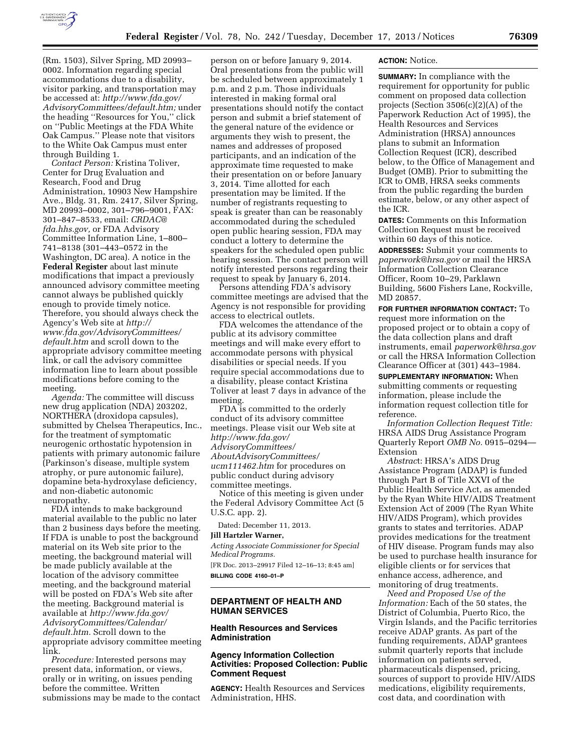(Rm. 1503), Silver Spring, MD 20993–0002. Information regarding special accommodations due to a disability, visitor parking, and transportation may be accessed at: *http://www.fda.gov/AdvisoryCommittees/default.htm;* under the heading ''Resources for You,'' click on ''Public Meetings at the FDA White Oak Campus.'' Please note that visitors to the White Oak Campus must enter through Building 1.

*Contact Person:* Kristina Toliver, Center for Drug Evaluation and Research, Food and Drug Administration, 10903 New Hampshire Ave., Bldg. 31, Rm. 2417, Silver Spring, MD 20993–0002, 301–796–9001, FAX: 301–847–8533, email: *CRDAC@fda.hhs.gov,* or FDA Advisory Committee Information Line, 1–800–741–8138 (301–443–0572 in the Washington, DC area). A notice in the **Federal Register** about last minute modifications that impact a previously announced advisory committee meeting cannot always be published quickly enough to provide timely notice. Therefore, you should always check the Agency's Web site at *http://www.fda.gov/AdvisoryCommittees/default.htm* and scroll down to the appropriate advisory committee meeting link, or call the advisory committee information line to learn about possible modifications before coming to the meeting.

*Agenda:* The committee will discuss new drug application (NDA) 203202, NORTHERA (droxidopa capsules), submitted by Chelsea Therapeutics, Inc., for the treatment of symptomatic neurogenic orthostatic hypotension in patients with primary autonomic failure (Parkinson's disease, multiple system atrophy, or pure autonomic failure), dopamine beta-hydroxylase deficiency, and non-diabetic autonomic neuropathy.

FDA intends to make background material available to the public no later than 2 business days before the meeting. If FDA is unable to post the background material on its Web site prior to the meeting, the background material will be made publicly available at the location of the advisory committee meeting, and the background material will be posted on FDA's Web site after the meeting. Background material is available at *http://www.fda.gov/AdvisoryCommittees/Calendar/default.htm.* Scroll down to the appropriate advisory committee meeting link.

*Procedure:* Interested persons may present data, information, or views, orally or in writing, on issues pending before the committee. Written submissions may be made to the contact person on or before January 9, 2014. Oral presentations from the public will be scheduled between approximately 1 p.m. and 2 p.m. Those individuals interested in making formal oral presentations should notify the contact person and submit a brief statement of the general nature of the evidence or arguments they wish to present, the names and addresses of proposed participants, and an indication of the approximate time requested to make their presentation on or before January 3, 2014. Time allotted for each presentation may be limited. If the number of registrants requesting to speak is greater than can be reasonably accommodated during the scheduled open public hearing session, FDA may conduct a lottery to determine the speakers for the scheduled open public hearing session. The contact person will notify interested persons regarding their request to speak by January 6, 2014.

Persons attending FDA's advisory committee meetings are advised that the Agency is not responsible for providing access to electrical outlets.

FDA welcomes the attendance of the public at its advisory committee meetings and will make every effort to accommodate persons with physical disabilities or special needs. If you require special accommodations due to a disability, please contact Kristina Toliver at least 7 days in advance of the meeting.

FDA is committed to the orderly conduct of its advisory committee meetings. Please visit our Web site at *http://www.fda.gov/AdvisoryCommittees/AboutAdvisoryCommittees/ucm111462.htm* for procedures on public conduct during advisory committee meetings.

Notice of this meeting is given under the Federal Advisory Committee Act (5 U.S.C. app. 2).

Dated: December 11, 2013.

**Jill Hartzler Warner,**

*Acting Associate Commissioner for Special Medical Programs.*

[FR Doc. 2013–29917 Filed 12–16–13; 8:45 am]

**BILLING CODE 4160–01–P**

---

## DEPARTMENT OF HEALTH AND HUMAN SERVICES

### Health Resources and Services Administration

### Agency Information Collection Activities: Proposed Collection: Public Comment Request

**AGENCY:** Health Resources and Services Administration, HHS.

**ACTION:** Notice.

**SUMMARY:** In compliance with the requirement for opportunity for public comment on proposed data collection projects (Section 3506(c)(2)(A) of the Paperwork Reduction Act of 1995), the Health Resources and Services Administration (HRSA) announces plans to submit an Information Collection Request (ICR), described below, to the Office of Management and Budget (OMB). Prior to submitting the ICR to OMB, HRSA seeks comments from the public regarding the burden estimate, below, or any other aspect of the ICR.

**DATES:** Comments on this Information Collection Request must be received within 60 days of this notice.

**ADDRESSES:** Submit your comments to *paperwork@hrsa.gov* or mail the HRSA Information Collection Clearance Officer, Room 10–29, Parklawn Building, 5600 Fishers Lane, Rockville, MD 20857.

**FOR FURTHER INFORMATION CONTACT:** To request more information on the proposed project or to obtain a copy of the data collection plans and draft instruments, email *paperwork@hrsa.gov* or call the HRSA Information Collection Clearance Officer at (301) 443–1984.

**SUPPLEMENTARY INFORMATION:** When submitting comments or requesting information, please include the information request collection title for reference.

*Information Collection Request Title:* HRSA AIDS Drug Assistance Program Quarterly Report *OMB No.* 0915–0294—Extension

*Abstract*: HRSA's AIDS Drug Assistance Program (ADAP) is funded through Part B of Title XXVI of the Public Health Service Act, as amended by the Ryan White HIV/AIDS Treatment Extension Act of 2009 (The Ryan White HIV/AIDS Program), which provides grants to states and territories. ADAP provides medications for the treatment of HIV disease. Program funds may also be used to purchase health insurance for eligible clients or for services that enhance access, adherence, and monitoring of drug treatments.

*Need and Proposed Use of the Information:* Each of the 50 states, the District of Columbia, Puerto Rico, the Virgin Islands, and the Pacific territories receive ADAP grants. As part of the funding requirements, ADAP grantees submit quarterly reports that include information on patients served, pharmaceuticals dispensed, pricing, sources of support to provide HIV/AIDS medications, eligibility requirements, cost data, and coordination with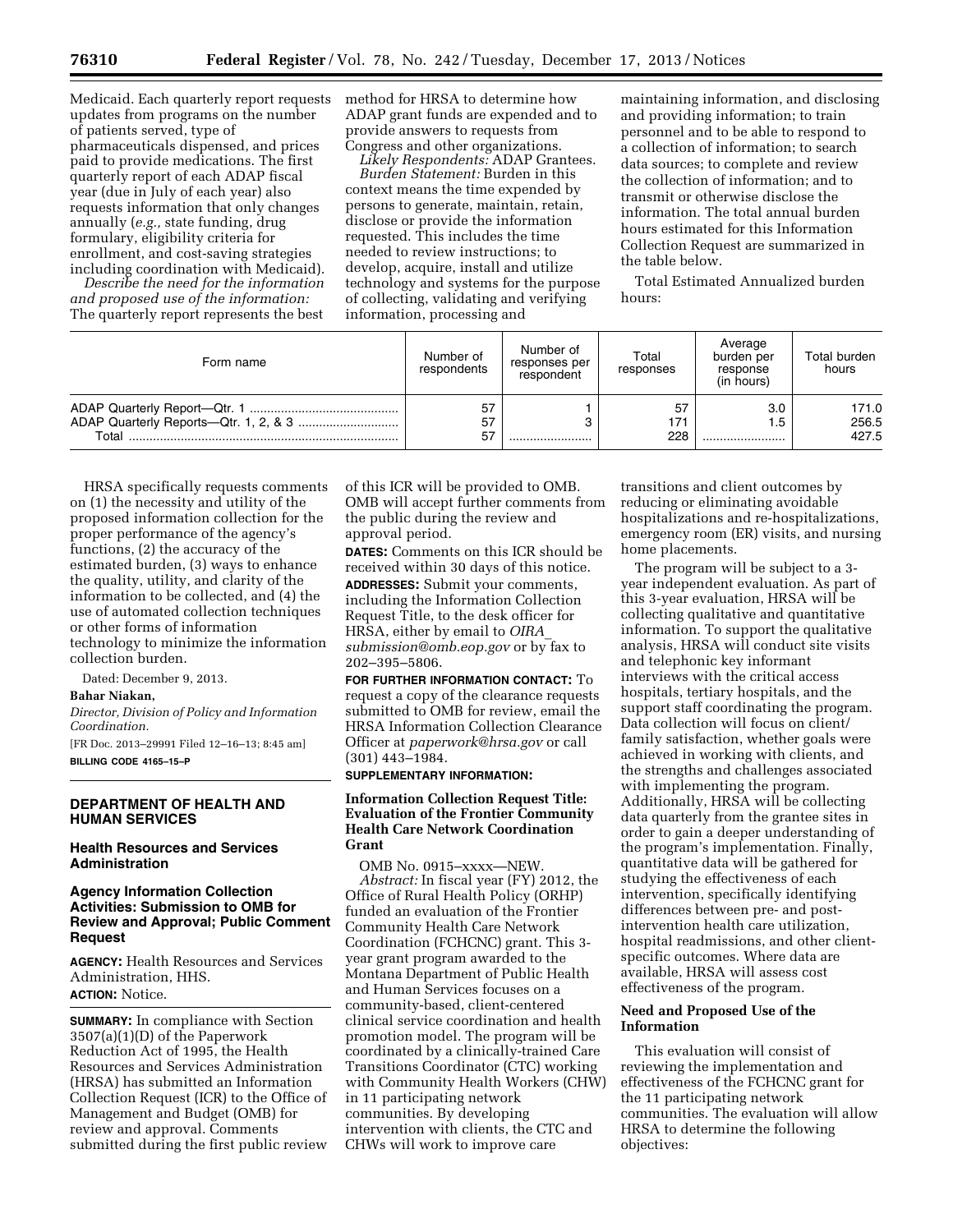Medicaid. Each quarterly report requests updates from programs on the number of patients served, type of pharmaceuticals dispensed, and prices paid to provide medications. The first quarterly report of each ADAP fiscal year (due in July of each year) also requests information that only changes annually (*e.g.,* state funding, drug formulary, eligibility criteria for enrollment, and cost-saving strategies including coordination with Medicaid).

*Describe the need for the information and proposed use of the information:* The quarterly report represents the best method for HRSA to determine how ADAP grant funds are expended and to provide answers to requests from Congress and other organizations.

*Likely Respondents:* ADAP Grantees.

*Burden Statement:* Burden in this context means the time expended by persons to generate, maintain, retain, disclose or provide the information requested. This includes the time needed to review instructions; to develop, acquire, install and utilize technology and systems for the purpose of collecting, validating and verifying information, processing and maintaining information, and disclosing and providing information; to train personnel and to be able to respond to a collection of information; to search data sources; to complete and review the collection of information; and to transmit or otherwise disclose the information. The total annual burden hours estimated for this Information Collection Request are summarized in the table below.

Total Estimated Annualized burden hours:

| Form name | Number of respondents | Number of responses per respondent | Total responses | Average burden per response (in hours) | Total burden hours |
|---|---|---|---|---|---|
| ADAP Quarterly Report—Qtr. 1 | 57 | 1 | 57 | 3.0 | 171.0 |
| ADAP Quarterly Reports—Qtr. 1, 2, & 3 | 57 | 3 | 171 | 1.5 | 256.5 |
| Total | 57 | | 228 | | 427.5 |

HRSA specifically requests comments on (1) the necessity and utility of the proposed information collection for the proper performance of the agency's functions, (2) the accuracy of the estimated burden, (3) ways to enhance the quality, utility, and clarity of the information to be collected, and (4) the use of automated collection techniques or other forms of information technology to minimize the information collection burden.

Dated: December 9, 2013.

**Bahar Niakan,**

*Director, Division of Policy and Information Coordination.*

[FR Doc. 2013–29991 Filed 12–16–13; 8:45 am]

**BILLING CODE 4165–15–P**

## DEPARTMENT OF HEALTH AND HUMAN SERVICES

### Health Resources and Services Administration

### Agency Information Collection Activities: Submission to OMB for Review and Approval; Public Comment Request

**AGENCY:** Health Resources and Services Administration, HHS.

**ACTION:** Notice.

**SUMMARY:** In compliance with Section 3507(a)(1)(D) of the Paperwork Reduction Act of 1995, the Health Resources and Services Administration (HRSA) has submitted an Information Collection Request (ICR) to the Office of Management and Budget (OMB) for review and approval. Comments submitted during the first public review of this ICR will be provided to OMB. OMB will accept further comments from the public during the review and approval period.

**DATES:** Comments on this ICR should be received within 30 days of this notice.

**ADDRESSES:** Submit your comments, including the Information Collection Request Title, to the desk officer for HRSA, either by email to *OIRA_submission@omb.eop.gov* or by fax to 202–395–5806.

**FOR FURTHER INFORMATION CONTACT:** To request a copy of the clearance requests submitted to OMB for review, email the HRSA Information Collection Clearance Officer at *paperwork@hrsa.gov* or call (301) 443–1984.

**SUPPLEMENTARY INFORMATION:**

**Information Collection Request Title: Evaluation of the Frontier Community Health Care Network Coordination Grant**

OMB No. 0915–xxxx—NEW.

*Abstract:* In fiscal year (FY) 2012, the Office of Rural Health Policy (ORHP) funded an evaluation of the Frontier Community Health Care Network Coordination (FCHCNC) grant. This 3-year grant program awarded to the Montana Department of Public Health and Human Services focuses on a community-based, client-centered clinical service coordination and health promotion model. The program will be coordinated by a clinically-trained Care Transitions Coordinator (CTC) working with Community Health Workers (CHW) in 11 participating network communities. By developing intervention with clients, the CTC and CHWs will work to improve care transitions and client outcomes by reducing or eliminating avoidable hospitalizations and re-hospitalizations, emergency room (ER) visits, and nursing home placements.

The program will be subject to a 3-year independent evaluation. As part of this 3-year evaluation, HRSA will be collecting qualitative and quantitative information. To support the qualitative analysis, HRSA will conduct site visits and telephonic key informant interviews with the critical access hospitals, tertiary hospitals, and the support staff coordinating the program. Data collection will focus on client/family satisfaction, whether goals were achieved in working with clients, and the strengths and challenges associated with implementing the program. Additionally, HRSA will be collecting data quarterly from the grantee sites in order to gain a deeper understanding of the program's implementation. Finally, quantitative data will be gathered for studying the effectiveness of each intervention, specifically identifying differences between pre- and post-intervention health care utilization, hospital readmissions, and other client-specific outcomes. Where data are available, HRSA will assess cost effectiveness of the program.

**Need and Proposed Use of the Information**

This evaluation will consist of reviewing the implementation and effectiveness of the FCHCNC grant for the 11 participating network communities. The evaluation will allow HRSA to determine the following objectives: